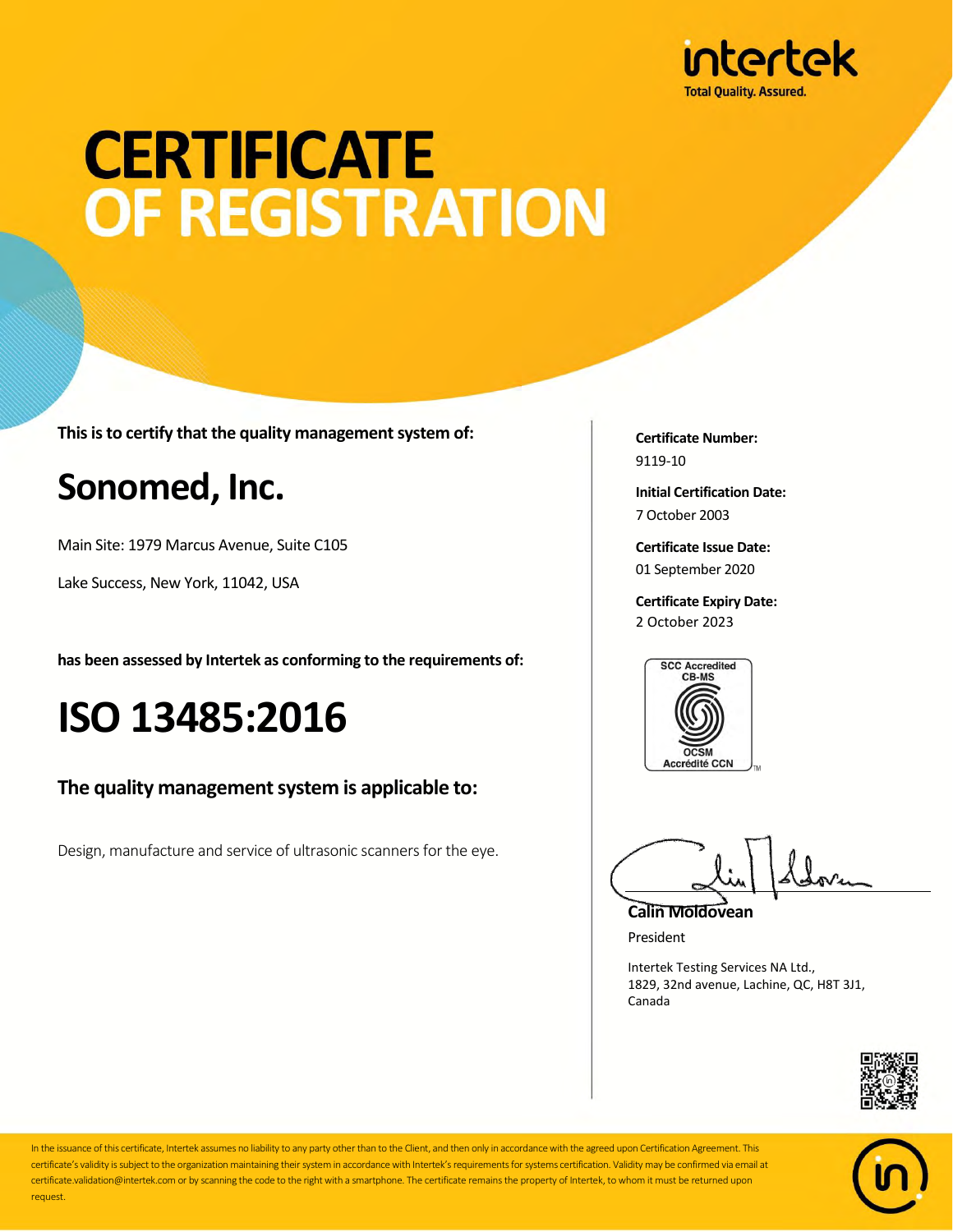intertek

Total Quality. Assured.

# CERTIFICATE OF REGISTRATION

**This is to certify that the quality management system of:**

## Sonomed, Inc.

Main Site: 1979 Marcus Avenue, Suite C105

Lake Success, New York, 11042, USA

**has been assessed by Intertek as conforming to the requirements of:**

## ISO 13485:2016

### The quality management system is applicable to:

Design, manufacture and service of ultrasonic scanners for the eye.

**Certificate Number:**
9119-10

**Initial Certification Date:**
7 October 2003

**Certificate Issue Date:**
01 September 2020

**Certificate Expiry Date:**
2 October 2023

SCC Accredited CB-MS
OCSM Accrédité CCN

**Calin Moldovean**
President

Intertek Testing Services NA Ltd.,
1829, 32nd avenue, Lachine, QC, H8T 3J1,
Canada

In the issuance of this certificate, Intertek assumes no liability to any party other than to the Client, and then only in accordance with the agreed upon Certification Agreement. This certificate's validity is subject to the organization maintaining their system in accordance with Intertek's requirements for systems certification. Validity may be confirmed via email at certificate.validation@intertek.com or by scanning the code to the right with a smartphone. The certificate remains the property of Intertek, to whom it must be returned upon request.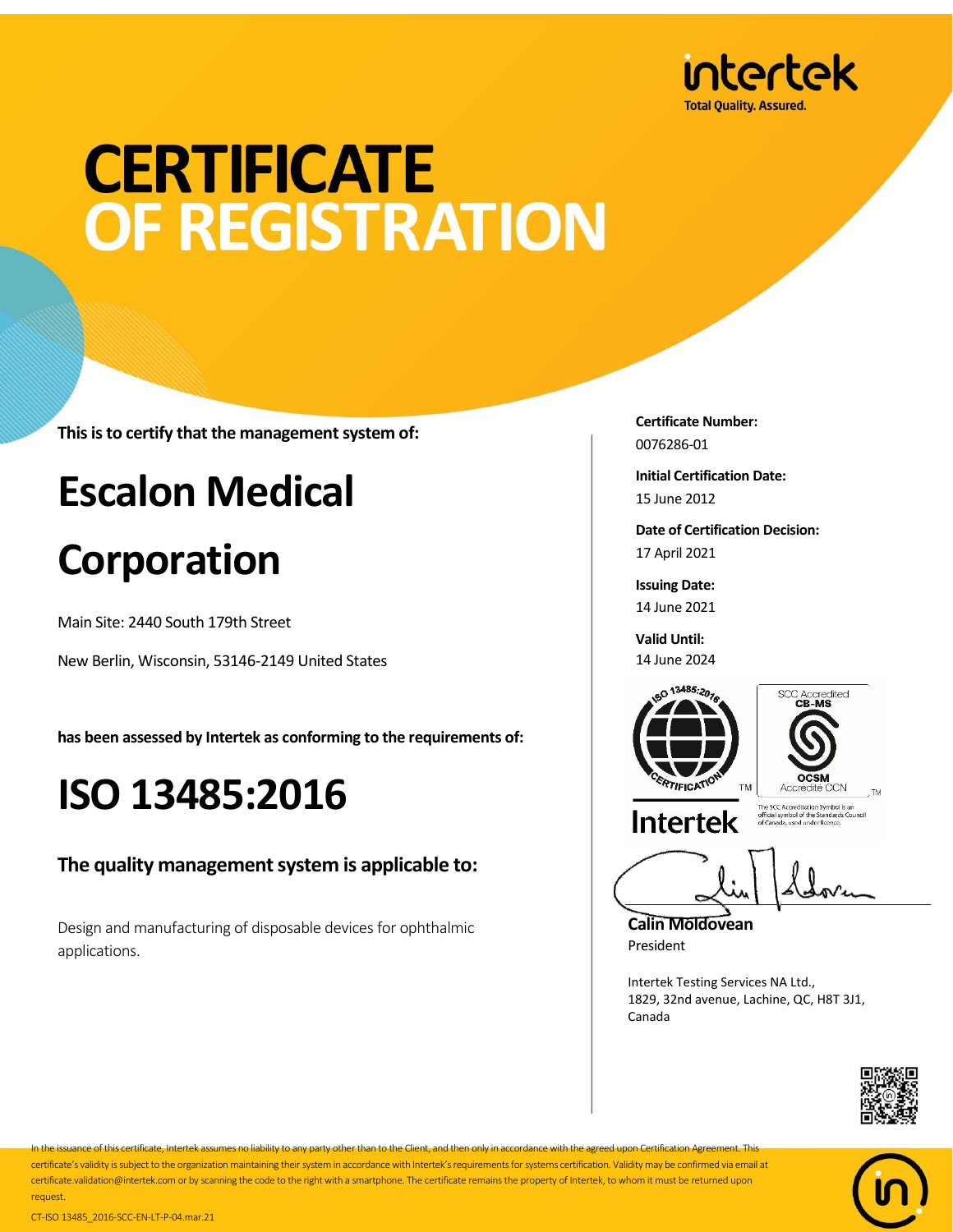intertek
Total Quality. Assured.

# CERTIFICATE OF REGISTRATION

**This is to certify that the management system of:**

# Escalon Medical Corporation

Main Site: 2440 South 179th Street

New Berlin, Wisconsin, 53146-2149 United States

**has been assessed by Intertek as conforming to the requirements of:**

# ISO 13485:2016

## The quality management system is applicable to:

Design and manufacturing of disposable devices for ophthalmic applications.

**Certificate Number:**
0076286-01

**Initial Certification Date:**
15 June 2012

**Date of Certification Decision:**
17 April 2021

**Issuing Date:**
14 June 2021

**Valid Until:**
14 June 2024

ISO 13485:2016 CERTIFICATION TM

Intertek

SCC Accredited CB-MS

OCSM Accrédité CCN TM

The SCC Accreditation Symbol is an official symbol of the Standards Council of Canada, used under licence.

**Calin Moldovean**
President

Intertek Testing Services NA Ltd.,
1829, 32nd avenue, Lachine, QC, H8T 3J1,
Canada

In the issuance of this certificate, Intertek assumes no liability to any party other than to the Client, and then only in accordance with the agreed upon Certification Agreement. This certificate's validity is subject to the organization maintaining their system in accordance with Intertek's requirements for systems certification. Validity may be confirmed via email at certificate.validation@intertek.com or by scanning the code to the right with a smartphone. The certificate remains the property of Intertek, to whom it must be returned upon request.

CT-ISO 13485_2016-SCC-EN-LT-P-04.mar.21